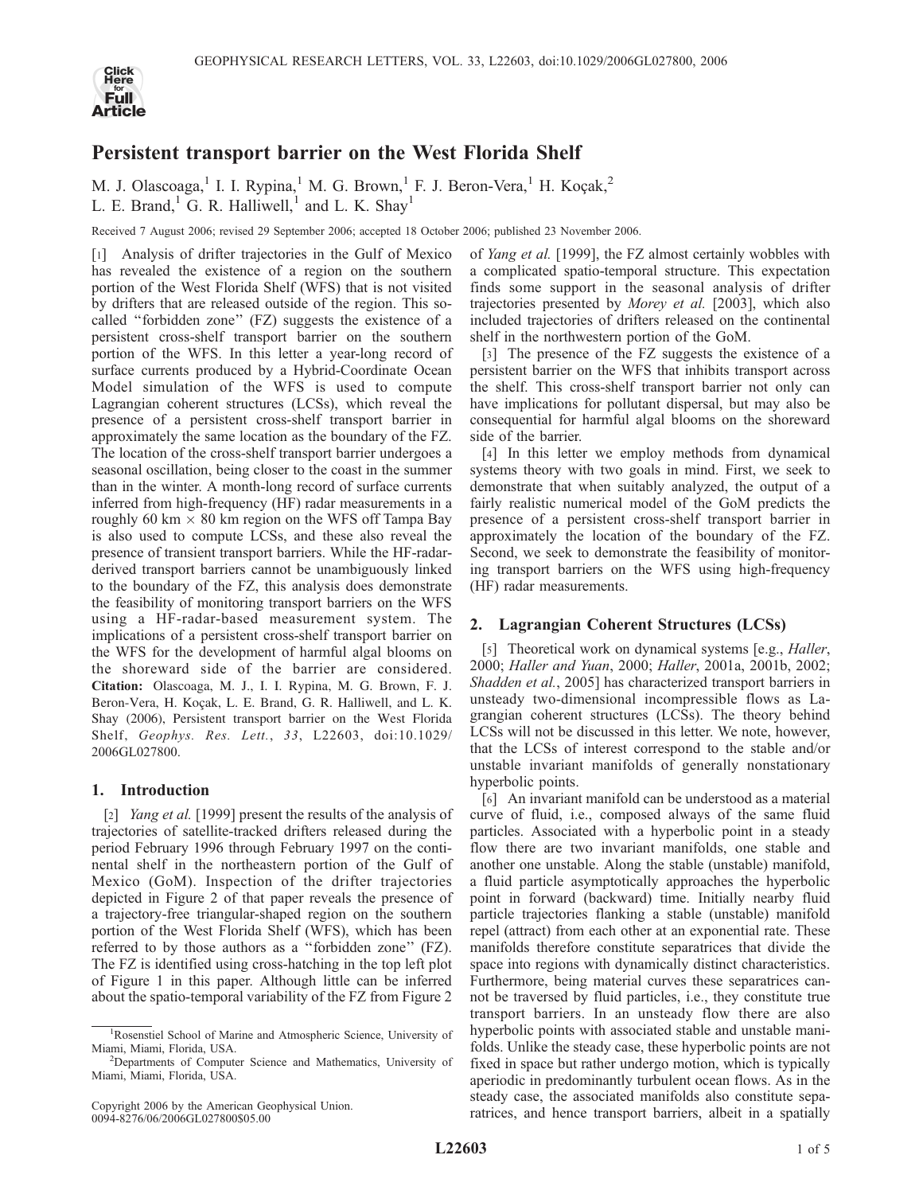# Persistent transport barrier on the West Florida Shelf

M. J. Olascoaga,[1] I. I. Rypina,[1] M. G. Brown,[1] F. J. Beron-Vera,[1] H. Koçak,[2] L. E. Brand,[1] G. R. Halliwell,[1] and L. K. Shay[1]

Received 7 August 2006; revised 29 September 2006; accepted 18 October 2006; published 23 November 2006.

[1] Analysis of drifter trajectories in the Gulf of Mexico has revealed the existence of a region on the southern portion of the West Florida Shelf (WFS) that is not visited by drifters that are released outside of the region. This so-called "forbidden zone" (FZ) suggests the existence of a persistent cross-shelf transport barrier on the southern portion of the WFS. In this letter a year-long record of surface currents produced by a Hybrid-Coordinate Ocean Model simulation of the WFS is used to compute Lagrangian coherent structures (LCSs), which reveal the presence of a persistent cross-shelf transport barrier in approximately the same location as the boundary of the FZ. The location of the cross-shelf transport barrier undergoes a seasonal oscillation, being closer to the coast in the summer than in the winter. A month-long record of surface currents inferred from high-frequency (HF) radar measurements in a roughly 60 km × 80 km region on the WFS off Tampa Bay is also used to compute LCSs, and these also reveal the presence of transient transport barriers. While the HF-radar-derived transport barriers cannot be unambiguously linked to the boundary of the FZ, this analysis does demonstrate the feasibility of monitoring transport barriers on the WFS using a HF-radar-based measurement system. The implications of a persistent cross-shelf transport barrier on the WFS for the development of harmful algal blooms on the shoreward side of the barrier are considered. **Citation:** Olascoaga, M. J., I. I. Rypina, M. G. Brown, F. J. Beron-Vera, H. Koçak, L. E. Brand, G. R. Halliwell, and L. K. Shay (2006), Persistent transport barrier on the West Florida Shelf, *Geophys. Res. Lett.*, *33*, L22603, doi:10.1029/2006GL027800.

## 1. Introduction

[2] *Yang et al.* [1999] present the results of the analysis of trajectories of satellite-tracked drifters released during the period February 1996 through February 1997 on the continental shelf in the northeastern portion of the Gulf of Mexico (GoM). Inspection of the drifter trajectories depicted in Figure 2 of that paper reveals the presence of a trajectory-free triangular-shaped region on the southern portion of the West Florida Shelf (WFS), which has been referred to by those authors as a "forbidden zone" (FZ). The FZ is identified using cross-hatching in the top left plot of Figure 1 in this paper. Although little can be inferred about the spatio-temporal variability of the FZ from Figure 2 of *Yang et al.* [1999], the FZ almost certainly wobbles with a complicated spatio-temporal structure. This expectation finds some support in the seasonal analysis of drifter trajectories presented by *Morey et al.* [2003], which also included trajectories of drifters released on the continental shelf in the northwestern portion of the GoM.

[3] The presence of the FZ suggests the existence of a persistent barrier on the WFS that inhibits transport across the shelf. This cross-shelf transport barrier not only can have implications for pollutant dispersal, but may also be consequential for harmful algal blooms on the shoreward side of the barrier.

[4] In this letter we employ methods from dynamical systems theory with two goals in mind. First, we seek to demonstrate that when suitably analyzed, the output of a fairly realistic numerical model of the GoM predicts the presence of a persistent cross-shelf transport barrier in approximately the location of the boundary of the FZ. Second, we seek to demonstrate the feasibility of monitoring transport barriers on the WFS using high-frequency (HF) radar measurements.

## 2. Lagrangian Coherent Structures (LCSs)

[5] Theoretical work on dynamical systems [e.g., *Haller*, 2000; *Haller and Yuan*, 2000; *Haller*, 2001a, 2001b, 2002; *Shadden et al.*, 2005] has characterized transport barriers in unsteady two-dimensional incompressible flows as Lagrangian coherent structures (LCSs). The theory behind LCSs will not be discussed in this letter. We note, however, that the LCSs of interest correspond to the stable and/or unstable invariant manifolds of generally nonstationary hyperbolic points.

[6] An invariant manifold can be understood as a material curve of fluid, i.e., composed always of the same fluid particles. Associated with a hyperbolic point in a steady flow there are two invariant manifolds, one stable and another one unstable. Along the stable (unstable) manifold, a fluid particle asymptotically approaches the hyperbolic point in forward (backward) time. Initially nearby fluid particle trajectories flanking a stable (unstable) manifold repel (attract) from each other at an exponential rate. These manifolds therefore constitute separatrices that divide the space into regions with dynamically distinct characteristics. Furthermore, being material curves these separatrices cannot be traversed by fluid particles, i.e., they constitute true transport barriers. In an unsteady flow there are also hyperbolic points with associated stable and unstable manifolds. Unlike the steady case, these hyperbolic points are not fixed in space but rather undergo motion, which is typically aperiodic in predominantly turbulent ocean flows. As in the steady case, the associated manifolds also constitute separatrices, and hence transport barriers, albeit in a spatially

---

[1] Rosenstiel School of Marine and Atmospheric Science, University of Miami, Miami, Florida, USA.

[2] Departments of Computer Science and Mathematics, University of Miami, Miami, Florida, USA.

Copyright 2006 by the American Geophysical Union.
0094-8276/06/2006GL027800$05.00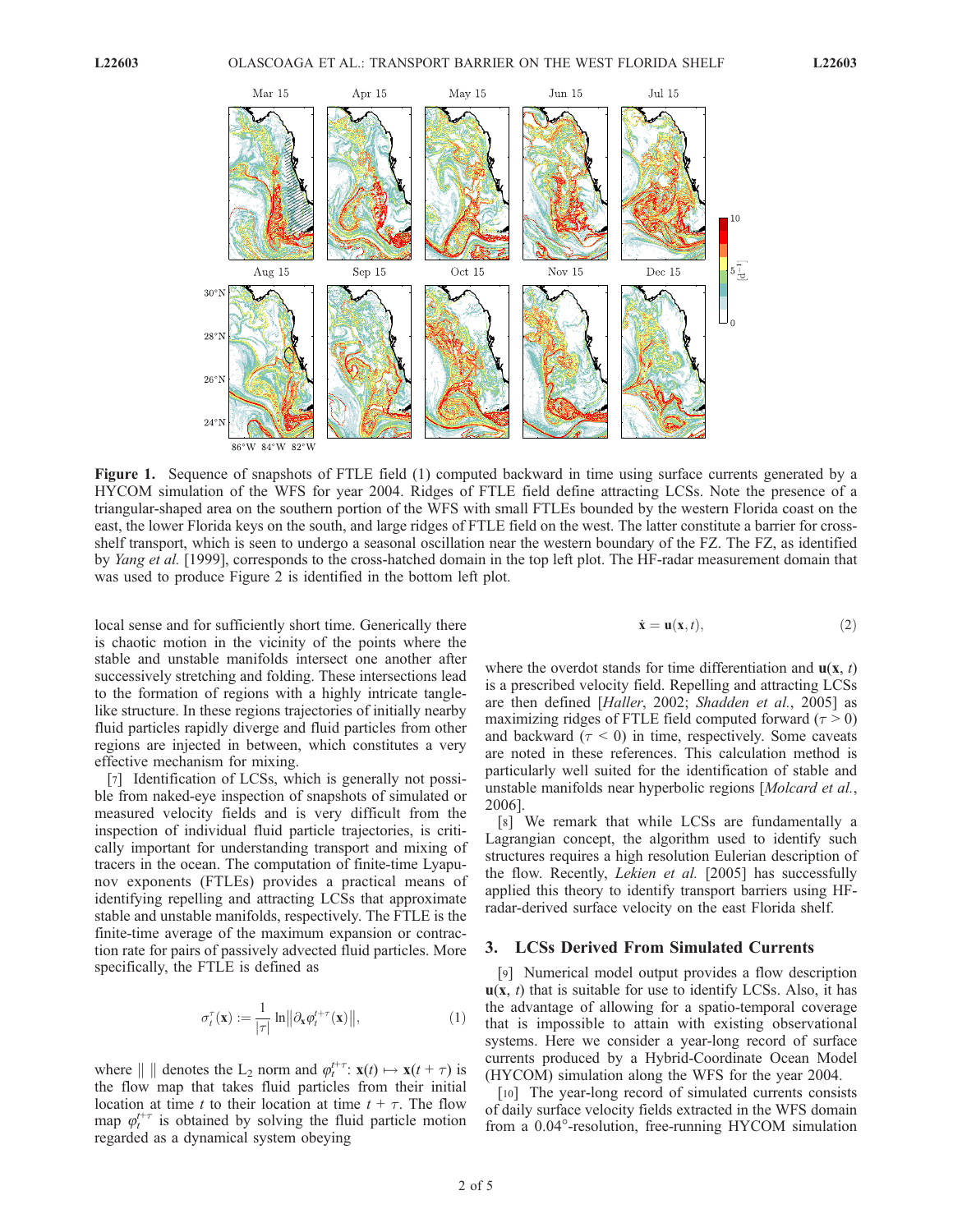**Figure 1.** Sequence of snapshots of FTLE field (1) computed backward in time using surface currents generated by a HYCOM simulation of the WFS for year 2004. Ridges of FTLE field define attracting LCSs. Note the presence of a triangular-shaped area on the southern portion of the WFS with small FTLEs bounded by the western Florida coast on the east, the lower Florida keys on the south, and large ridges of FTLE field on the west. The latter constitute a barrier for cross-shelf transport, which is seen to undergo a seasonal oscillation near the western boundary of the FZ. The FZ, as identified by *Yang et al.* [1999], corresponds to the cross-hatched domain in the top left plot. The HF-radar measurement domain that was used to produce Figure 2 is identified in the bottom left plot.

local sense and for sufficiently short time. Generically there is chaotic motion in the vicinity of the points where the stable and unstable manifolds intersect one another after successively stretching and folding. These intersections lead to the formation of regions with a highly intricate tangle-like structure. In these regions trajectories of initially nearby fluid particles rapidly diverge and fluid particles from other regions are injected in between, which constitutes a very effective mechanism for mixing.

[7] Identification of LCSs, which is generally not possible from naked-eye inspection of snapshots of simulated or measured velocity fields and is very difficult from the inspection of individual fluid particle trajectories, is critically important for understanding transport and mixing of tracers in the ocean. The computation of finite-time Lyapunov exponents (FTLEs) provides a practical means of identifying repelling and attracting LCSs that approximate stable and unstable manifolds, respectively. The FTLE is the finite-time average of the maximum expansion or contraction rate for pairs of passively advected fluid particles. More specifically, the FTLE is defined as

$$\sigma_t^{\tau}(\mathbf{x}) := \frac{1}{|\tau|} \ln \left\| \partial_{\mathbf{x}} \varphi_t^{t+\tau}(\mathbf{x}) \right\|, \tag{1}$$

where $\| \ \|$ denotes the $L_2$ norm and $\varphi_t^{t+\tau}$: $\mathbf{x}(t) \mapsto \mathbf{x}(t+\tau)$ is the flow map that takes fluid particles from their initial location at time $t$ to their location at time $t + \tau$. The flow map $\varphi_t^{t+\tau}$ is obtained by solving the fluid particle motion regarded as a dynamical system obeying

$$\dot{\mathbf{x}} = \mathbf{u}(\mathbf{x}, t), \tag{2}$$

where the overdot stands for time differentiation and $\mathbf{u}(\mathbf{x}, t)$ is a prescribed velocity field. Repelling and attracting LCSs are then defined [*Haller*, 2002; *Shadden et al.*, 2005] as maximizing ridges of FTLE field computed forward ($\tau > 0$) and backward ($\tau < 0$) in time, respectively. Some caveats are noted in these references. This calculation method is particularly well suited for the identification of stable and unstable manifolds near hyperbolic regions [*Molcard et al.*, 2006].

[8] We remark that while LCSs are fundamentally a Lagrangian concept, the algorithm used to identify such structures requires a high resolution Eulerian description of the flow. Recently, *Lekien et al.* [2005] has successfully applied this theory to identify transport barriers using HF-radar-derived surface velocity on the east Florida shelf.

## 3. LCSs Derived From Simulated Currents

[9] Numerical model output provides a flow description $\mathbf{u}(\mathbf{x}, t)$ that is suitable for use to identify LCSs. Also, it has the advantage of allowing for a spatio-temporal coverage that is impossible to attain with existing observational systems. Here we consider a year-long record of surface currents produced by a Hybrid-Coordinate Ocean Model (HYCOM) simulation along the WFS for the year 2004.

[10] The year-long record of simulated currents consists of daily surface velocity fields extracted in the WFS domain from a 0.04°-resolution, free-running HYCOM simulation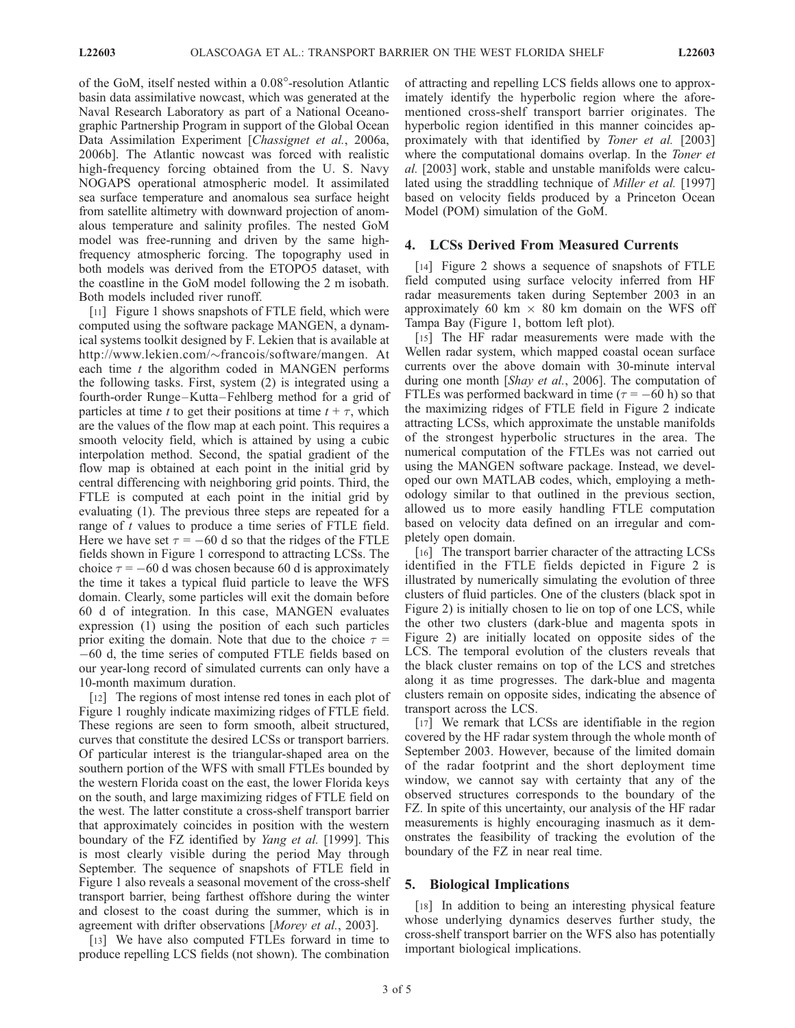of the GoM, itself nested within a 0.08°-resolution Atlantic basin data assimilative nowcast, which was generated at the Naval Research Laboratory as part of a National Oceanographic Partnership Program in support of the Global Ocean Data Assimilation Experiment [*Chassignet et al.*, 2006a, 2006b]. The Atlantic nowcast was forced with realistic high-frequency forcing obtained from the U. S. Navy NOGAPS operational atmospheric model. It assimilated sea surface temperature and anomalous sea surface height from satellite altimetry with downward projection of anomalous temperature and salinity profiles. The nested GoM model was free-running and driven by the same high-frequency atmospheric forcing. The topography used in both models was derived from the ETOPO5 dataset, with the coastline in the GoM model following the 2 m isobath. Both models included river runoff.

[11] Figure 1 shows snapshots of FTLE field, which were computed using the software package MANGEN, a dynamical systems toolkit designed by F. Lekien that is available at http://www.lekien.com/~francois/software/mangen. At each time $t$ the algorithm coded in MANGEN performs the following tasks. First, system (2) is integrated using a fourth-order Runge–Kutta–Fehlberg method for a grid of particles at time $t$ to get their positions at time $t + \tau$, which are the values of the flow map at each point. This requires a smooth velocity field, which is attained by using a cubic interpolation method. Second, the spatial gradient of the flow map is obtained at each point in the initial grid by central differencing with neighboring grid points. Third, the FTLE is computed at each point in the initial grid by evaluating (1). The previous three steps are repeated for a range of $t$ values to produce a time series of FTLE field. Here we have set $\tau = -60$ d so that the ridges of the FTLE fields shown in Figure 1 correspond to attracting LCSs. The choice $\tau = -60$ d was chosen because 60 d is approximately the time it takes a typical fluid particle to leave the WFS domain. Clearly, some particles will exit the domain before 60 d of integration. In this case, MANGEN evaluates expression (1) using the position of each such particles prior exiting the domain. Note that due to the choice $\tau = -60$ d, the time series of computed FTLE fields based on our year-long record of simulated currents can only have a 10-month maximum duration.

[12] The regions of most intense red tones in each plot of Figure 1 roughly indicate maximizing ridges of FTLE field. These regions are seen to form smooth, albeit structured, curves that constitute the desired LCSs or transport barriers. Of particular interest is the triangular-shaped area on the southern portion of the WFS with small FTLEs bounded by the western Florida coast on the east, the lower Florida keys on the south, and large maximizing ridges of FTLE field on the west. The latter constitute a cross-shelf transport barrier that approximately coincides in position with the western boundary of the FZ identified by *Yang et al.* [1999]. This is most clearly visible during the period May through September. The sequence of snapshots of FTLE field in Figure 1 also reveals a seasonal movement of the cross-shelf transport barrier, being farthest offshore during the winter and closest to the coast during the summer, which is in agreement with drifter observations [*Morey et al.*, 2003].

[13] We have also computed FTLEs forward in time to produce repelling LCS fields (not shown). The combination of attracting and repelling LCS fields allows one to approximately identify the hyperbolic region where the aforementioned cross-shelf transport barrier originates. The hyperbolic region identified in this manner coincides approximately with that identified by *Toner et al.* [2003] where the computational domains overlap. In the *Toner et al.* [2003] work, stable and unstable manifolds were calculated using the straddling technique of *Miller et al.* [1997] based on velocity fields produced by a Princeton Ocean Model (POM) simulation of the GoM.

## 4. LCSs Derived From Measured Currents

[14] Figure 2 shows a sequence of snapshots of FTLE field computed using surface velocity inferred from HF radar measurements taken during September 2003 in an approximately 60 km × 80 km domain on the WFS off Tampa Bay (Figure 1, bottom left plot).

[15] The HF radar measurements were made with the Wellen radar system, which mapped coastal ocean surface currents over the above domain with 30-minute interval during one month [*Shay et al.*, 2006]. The computation of FTLEs was performed backward in time ($\tau = -60$ h) so that the maximizing ridges of FTLE field in Figure 2 indicate attracting LCSs, which approximate the unstable manifolds of the strongest hyperbolic structures in the area. The numerical computation of the FTLEs was not carried out using the MANGEN software package. Instead, we developed our own MATLAB codes, which, employing a methodology similar to that outlined in the previous section, allowed us to more easily handling FTLE computation based on velocity data defined on an irregular and completely open domain.

[16] The transport barrier character of the attracting LCSs identified in the FTLE fields depicted in Figure 2 is illustrated by numerically simulating the evolution of three clusters of fluid particles. One of the clusters (black spot in Figure 2) is initially chosen to lie on top of one LCS, while the other two clusters (dark-blue and magenta spots in Figure 2) are initially located on opposite sides of the LCS. The temporal evolution of the clusters reveals that the black cluster remains on top of the LCS and stretches along it as time progresses. The dark-blue and magenta clusters remain on opposite sides, indicating the absence of transport across the LCS.

[17] We remark that LCSs are identifiable in the region covered by the HF radar system through the whole month of September 2003. However, because of the limited domain of the radar footprint and the short deployment time window, we cannot say with certainty that any of the observed structures corresponds to the boundary of the FZ. In spite of this uncertainty, our analysis of the HF radar measurements is highly encouraging inasmuch as it demonstrates the feasibility of tracking the evolution of the boundary of the FZ in near real time.

## 5. Biological Implications

[18] In addition to being an interesting physical feature whose underlying dynamics deserves further study, the cross-shelf transport barrier on the WFS also has potentially important biological implications.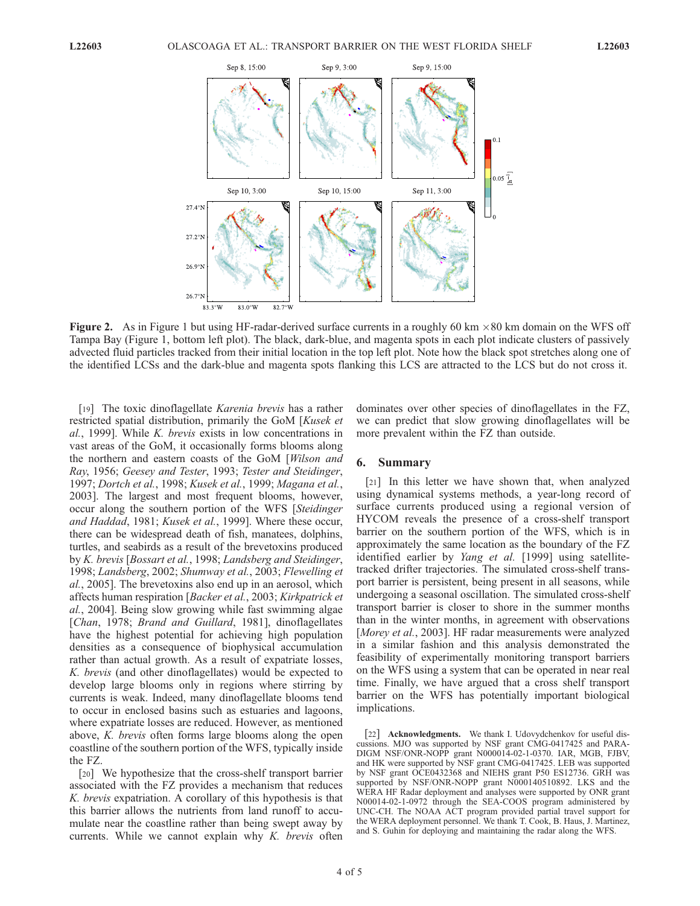**Figure 2.** As in Figure 1 but using HF-radar-derived surface currents in a roughly 60 km ×80 km domain on the WFS off Tampa Bay (Figure 1, bottom left plot). The black, dark-blue, and magenta spots in each plot indicate clusters of passively advected fluid particles tracked from their initial location in the top left plot. Note how the black spot stretches along one of the identified LCSs and the dark-blue and magenta spots flanking this LCS are attracted to the LCS but do not cross it.

[19] The toxic dinoflagellate *Karenia brevis* has a rather restricted spatial distribution, primarily the GoM [*Kusek et al.*, 1999]. While *K. brevis* exists in low concentrations in vast areas of the GoM, it occasionally forms blooms along the northern and eastern coasts of the GoM [*Wilson and Ray*, 1956; *Geesey and Tester*, 1993; *Tester and Steidinger*, 1997; *Dortch et al.*, 1998; *Kusek et al.*, 1999; *Magana et al.*, 2003]. The largest and most frequent blooms, however, occur along the southern portion of the WFS [*Steidinger and Haddad*, 1981; *Kusek et al.*, 1999]. Where these occur, there can be widespread death of fish, manatees, dolphins, turtles, and seabirds as a result of the brevetoxins produced by *K. brevis* [*Bossart et al.*, 1998; *Landsberg and Steidinger*, 1998; *Landsberg*, 2002; *Shumway et al.*, 2003; *Flewelling et al.*, 2005]. The brevetoxins also end up in an aerosol, which affects human respiration [*Backer et al.*, 2003; *Kirkpatrick et al.*, 2004]. Being slow growing while fast swimming algae [*Chan*, 1978; *Brand and Guillard*, 1981], dinoflagellates have the highest potential for achieving high population densities as a consequence of biophysical accumulation rather than actual growth. As a result of expatriate losses, *K. brevis* (and other dinoflagellates) would be expected to develop large blooms only in regions where stirring by currents is weak. Indeed, many dinoflagellate blooms tend to occur in enclosed basins such as estuaries and lagoons, where expatriate losses are reduced. However, as mentioned above, *K. brevis* often forms large blooms along the open coastline of the southern portion of the WFS, typically inside the FZ.

[20] We hypothesize that the cross-shelf transport barrier associated with the FZ provides a mechanism that reduces *K. brevis* expatriation. A corollary of this hypothesis is that this barrier allows the nutrients from land runoff to accumulate near the coastline rather than being swept away by currents. While we cannot explain why *K. brevis* often dominates over other species of dinoflagellates in the FZ, we can predict that slow growing dinoflagellates will be more prevalent within the FZ than outside.

## 6. Summary

[21] In this letter we have shown that, when analyzed using dynamical systems methods, a year-long record of surface currents produced using a regional version of HYCOM reveals the presence of a cross-shelf transport barrier on the southern portion of the WFS, which is in approximately the same location as the boundary of the FZ identified earlier by *Yang et al.* [1999] using satellite-tracked drifter trajectories. The simulated cross-shelf transport barrier is persistent, being present in all seasons, while undergoing a seasonal oscillation. The simulated cross-shelf transport barrier is closer to shore in the summer months than in the winter months, in agreement with observations [*Morey et al.*, 2003]. HF radar measurements were analyzed in a similar fashion and this analysis demonstrated the feasibility of experimentally monitoring transport barriers on the WFS using a system that can be operated in near real time. Finally, we have argued that a cross shelf transport barrier on the WFS has potentially important biological implications.

[22] **Acknowledgments.** We thank I. Udovydchenkov for useful discussions. MJO was supported by NSF grant CMG-0417425 and PARADIGM NSF/ONR-NOPP grant N000014-02-1-0370. IAR, MGB, FJBV, and HK were supported by NSF grant CMG-0417425. LEB was supported by NSF grant OCE0432368 and NIEHS grant P50 ES12736. GRH was supported by NSF/ONR-NOPP grant N000140510892. LKS and the WERA HF Radar deployment and analyses were supported by ONR grant N00014-02-1-0972 through the SEA-COOS program administered by UNC-CH. The NOAA ACT program provided partial travel support for the WERA deployment personnel. We thank T. Cook, B. Haus, J. Martinez, and S. Guhin for deploying and maintaining the radar along the WFS.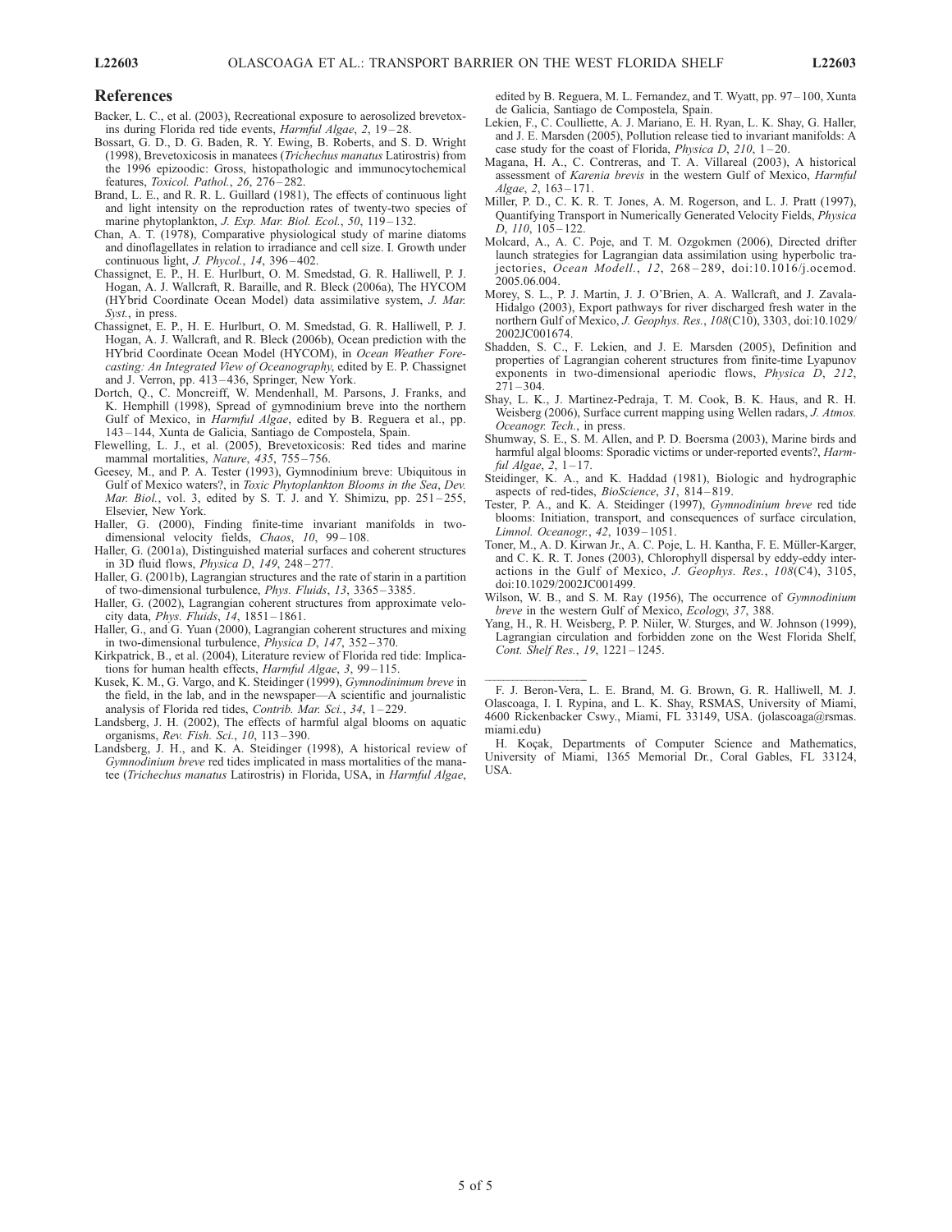## References

Backer, L. C., et al. (2003), Recreational exposure to aerosolized brevetoxins during Florida red tide events, *Harmful Algae*, *2*, 19–28.

Bossart, G. D., D. G. Baden, R. Y. Ewing, B. Roberts, and S. D. Wright (1998), Brevetoxicosis in manatees (*Trichechus manatus* Latirostris) from the 1996 epizoodic: Gross, histopathologic and immunocytochemical features, *Toxicol. Pathol.*, *26*, 276–282.

Brand, L. E., and R. R. L. Guillard (1981), The effects of continuous light and light intensity on the reproduction rates of twenty-two species of marine phytoplankton, *J. Exp. Mar. Biol. Ecol.*, *50*, 119–132.

Chan, A. T. (1978), Comparative physiological study of marine diatoms and dinoflagellates in relation to irradiance and cell size. I. Growth under continuous light, *J. Phycol.*, *14*, 396–402.

Chassignet, E. P., H. E. Hurlburt, O. M. Smedstad, G. R. Halliwell, P. J. Hogan, A. J. Wallcraft, R. Baraille, and R. Bleck (2006a), The HYCOM (HYbrid Coordinate Ocean Model) data assimilative system, *J. Mar. Syst.*, in press.

Chassignet, E. P., H. E. Hurlburt, O. M. Smedstad, G. R. Halliwell, P. J. Hogan, A. J. Wallcraft, and R. Bleck (2006b), Ocean prediction with the HYbrid Coordinate Ocean Model (HYCOM), in *Ocean Weather Forecasting: An Integrated View of Oceanography*, edited by E. P. Chassignet and J. Verron, pp. 413–436, Springer, New York.

Dortch, Q., C. Moncreiff, W. Mendenhall, M. Parsons, J. Franks, and K. Hemphill (1998), Spread of gymnodinium breve into the northern Gulf of Mexico, in *Harmful Algae*, edited by B. Reguera et al., pp. 143–144, Xunta de Galicia, Santiago de Compostela, Spain.

Flewelling, L. J., et al. (2005), Brevetoxicosis: Red tides and marine mammal mortalities, *Nature*, *435*, 755–756.

Geesey, M., and P. A. Tester (1993), Gymnodinium breve: Ubiquitous in Gulf of Mexico waters?, in *Toxic Phytoplankton Blooms in the Sea*, *Dev. Mar. Biol.*, vol. 3, edited by S. T. J. and Y. Shimizu, pp. 251–255, Elsevier, New York.

Haller, G. (2000), Finding finite-time invariant manifolds in two-dimensional velocity fields, *Chaos*, *10*, 99–108.

Haller, G. (2001a), Distinguished material surfaces and coherent structures in 3D fluid flows, *Physica D*, *149*, 248–277.

Haller, G. (2001b), Lagrangian structures and the rate of starin in a partition of two-dimensional turbulence, *Phys. Fluids*, *13*, 3365–3385.

Haller, G. (2002), Lagrangian coherent structures from approximate velocity data, *Phys. Fluids*, *14*, 1851–1861.

Haller, G., and G. Yuan (2000), Lagrangian coherent structures and mixing in two-dimensional turbulence, *Physica D*, *147*, 352–370.

Kirkpatrick, B., et al. (2004), Literature review of Florida red tide: Implications for human health effects, *Harmful Algae*, *3*, 99–115.

Kusek, K. M., G. Vargo, and K. Steidinger (1999), *Gymnodinimum breve* in the field, in the lab, and in the newspaper—A scientific and journalistic analysis of Florida red tides, *Contrib. Mar. Sci.*, *34*, 1–229.

Landsberg, J. H. (2002), The effects of harmful algal blooms on aquatic organisms, *Rev. Fish. Sci.*, *10*, 113–390.

Landsberg, J. H., and K. A. Steidinger (1998), A historical review of *Gymnodinium breve* red tides implicated in mass mortalities of the manatee (*Trichechus manatus* Latirostris) in Florida, USA, in *Harmful Algae*, edited by B. Reguera, M. L. Fernandez, and T. Wyatt, pp. 97–100, Xunta de Galicia, Santiago de Compostela, Spain.

Lekien, F., C. Coulliette, A. J. Mariano, E. H. Ryan, L. K. Shay, G. Haller, and J. E. Marsden (2005), Pollution release tied to invariant manifolds: A case study for the coast of Florida, *Physica D*, *210*, 1–20.

Magana, H. A., C. Contreras, and T. A. Villareal (2003), A historical assessment of *Karenia brevis* in the western Gulf of Mexico, *Harmful Algae*, *2*, 163–171.

Miller, P. D., C. K. R. T. Jones, A. M. Rogerson, and L. J. Pratt (1997), Quantifying Transport in Numerically Generated Velocity Fields, *Physica D*, *110*, 105–122.

Molcard, A., A. C. Poje, and T. M. Ozgokmen (2006), Directed drifter launch strategies for Lagrangian data assimilation using hyperbolic trajectories, *Ocean Modell.*, *12*, 268–289, doi:10.1016/j.ocemod.2005.06.004.

Morey, S. L., P. J. Martin, J. J. O'Brien, A. A. Wallcraft, and J. Zavala-Hidalgo (2003), Export pathways for river discharged fresh water in the northern Gulf of Mexico, *J. Geophys. Res.*, *108*(C10), 3303, doi:10.1029/2002JC001674.

Shadden, S. C., F. Lekien, and J. E. Marsden (2005), Definition and properties of Lagrangian coherent structures from finite-time Lyapunov exponents in two-dimensional aperiodic flows, *Physica D*, *212*, 271–304.

Shay, L. K., J. Martinez-Pedraja, T. M. Cook, B. K. Haus, and R. H. Weisberg (2006), Surface current mapping using Wellen radars, *J. Atmos. Oceanogr. Tech.*, in press.

Shumway, S. E., S. M. Allen, and P. D. Boersma (2003), Marine birds and harmful algal blooms: Sporadic victims or under-reported events?, *Harmful Algae*, *2*, 1–17.

Steidinger, K. A., and K. Haddad (1981), Biologic and hydrographic aspects of red-tides, *BioScience*, *31*, 814–819.

Tester, P. A., and K. A. Steidinger (1997), *Gymnodinium breve* red tide blooms: Initiation, transport, and consequences of surface circulation, *Limnol. Oceanogr.*, *42*, 1039–1051.

Toner, M., A. D. Kirwan Jr., A. C. Poje, L. H. Kantha, F. E. Müller-Karger, and C. K. R. T. Jones (2003), Chlorophyll dispersal by eddy-eddy interactions in the Gulf of Mexico, *J. Geophys. Res.*, *108*(C4), 3105, doi:10.1029/2002JC001499.

Wilson, W. B., and S. M. Ray (1956), The occurrence of *Gymnodinium breve* in the western Gulf of Mexico, *Ecology*, *37*, 388.

Yang, H., R. H. Weisberg, P. P. Niiler, W. Sturges, and W. Johnson (1999), Lagrangian circulation and forbidden zone on the West Florida Shelf, *Cont. Shelf Res.*, *19*, 1221–1245.

---

F. J. Beron-Vera, L. E. Brand, M. G. Brown, G. R. Halliwell, M. J. Olascoaga, I. I. Rypina, and L. K. Shay, RSMAS, University of Miami, 4600 Rickenbacker Cswy., Miami, FL 33149, USA. (jolascoaga@rsmas.miami.edu)

H. Koçak, Departments of Computer Science and Mathematics, University of Miami, 1365 Memorial Dr., Coral Gables, FL 33124, USA.